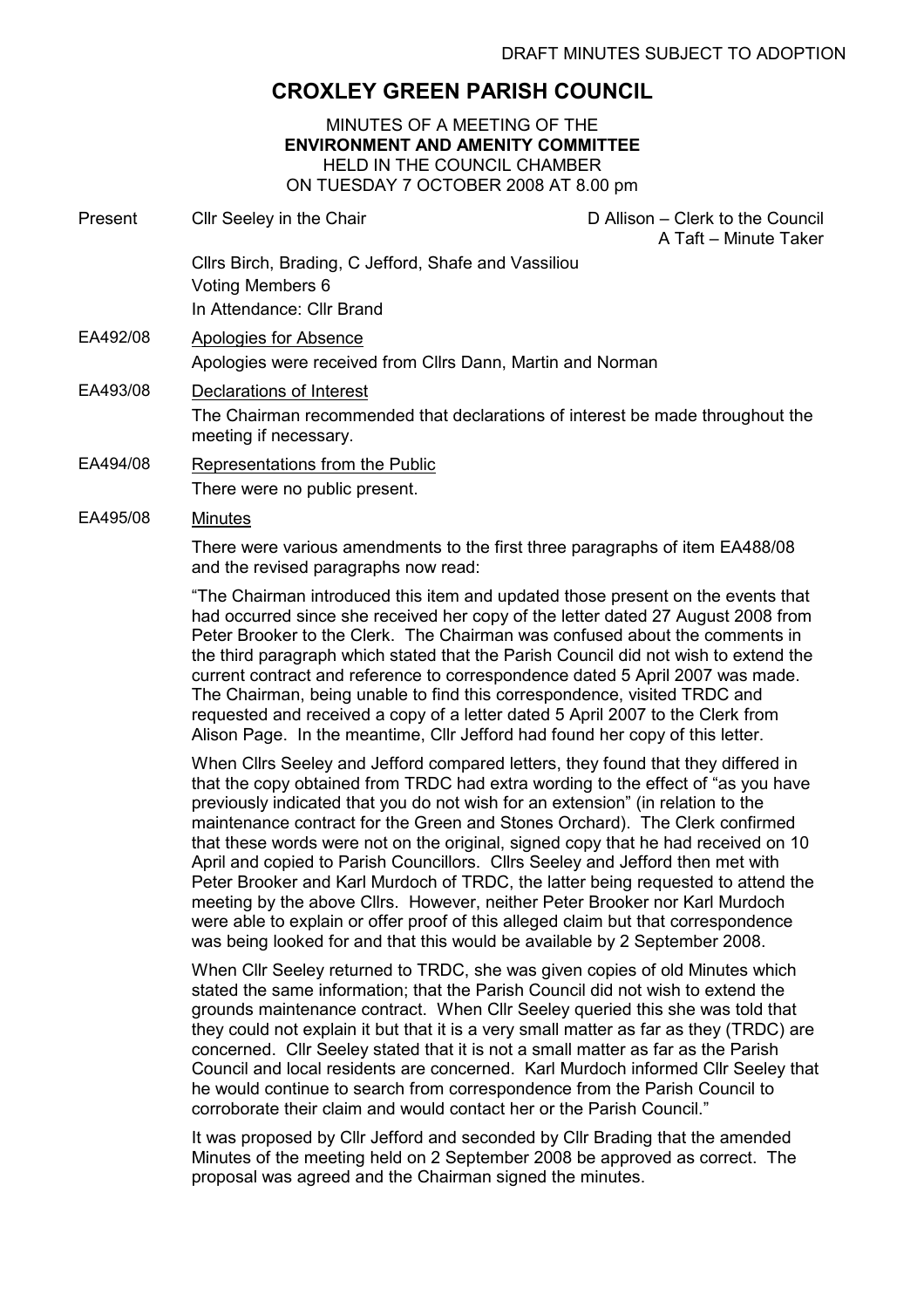DRAFT MINUTES SUBJECT TO ADOPTION

# CROXLEY GREEN PARISH COUNCIL

MINUTES OF A MEETING OF THE
**ENVIRONMENT AND AMENITY COMMITTEE**
HELD IN THE COUNCIL CHAMBER
ON TUESDAY 7 OCTOBER 2008 AT 8.00 pm

Present: Cllr Seeley in the Chair

D Allison – Clerk to the Council
A Taft – Minute Taker

Cllrs Birch, Brading, C Jefford, Shafe and Vassiliou
Voting Members 6
In Attendance: Cllr Brand

EA492/08 Apologies for Absence

Apologies were received from Cllrs Dann, Martin and Norman

EA493/08 Declarations of Interest

The Chairman recommended that declarations of interest be made throughout the meeting if necessary.

EA494/08 Representations from the Public

There were no public present.

EA495/08 Minutes

There were various amendments to the first three paragraphs of item EA488/08 and the revised paragraphs now read:

"The Chairman introduced this item and updated those present on the events that had occurred since she received her copy of the letter dated 27 August 2008 from Peter Brooker to the Clerk. The Chairman was confused about the comments in the third paragraph which stated that the Parish Council did not wish to extend the current contract and reference to correspondence dated 5 April 2007 was made. The Chairman, being unable to find this correspondence, visited TRDC and requested and received a copy of a letter dated 5 April 2007 to the Clerk from Alison Page. In the meantime, Cllr Jefford had found her copy of this letter.

When Cllrs Seeley and Jefford compared letters, they found that they differed in that the copy obtained from TRDC had extra wording to the effect of "as you have previously indicated that you do not wish for an extension" (in relation to the maintenance contract for the Green and Stones Orchard). The Clerk confirmed that these words were not on the original, signed copy that he had received on 10 April and copied to Parish Councillors. Cllrs Seeley and Jefford then met with Peter Brooker and Karl Murdoch of TRDC, the latter being requested to attend the meeting by the above Cllrs. However, neither Peter Brooker nor Karl Murdoch were able to explain or offer proof of this alleged claim but that correspondence was being looked for and that this would be available by 2 September 2008.

When Cllr Seeley returned to TRDC, she was given copies of old Minutes which stated the same information; that the Parish Council did not wish to extend the grounds maintenance contract. When Cllr Seeley queried this she was told that they could not explain it but that it is a very small matter as far as they (TRDC) are concerned. Cllr Seeley stated that it is not a small matter as far as the Parish Council and local residents are concerned. Karl Murdoch informed Cllr Seeley that he would continue to search from correspondence from the Parish Council to corroborate their claim and would contact her or the Parish Council."

It was proposed by Cllr Jefford and seconded by Cllr Brading that the amended Minutes of the meeting held on 2 September 2008 be approved as correct. The proposal was agreed and the Chairman signed the minutes.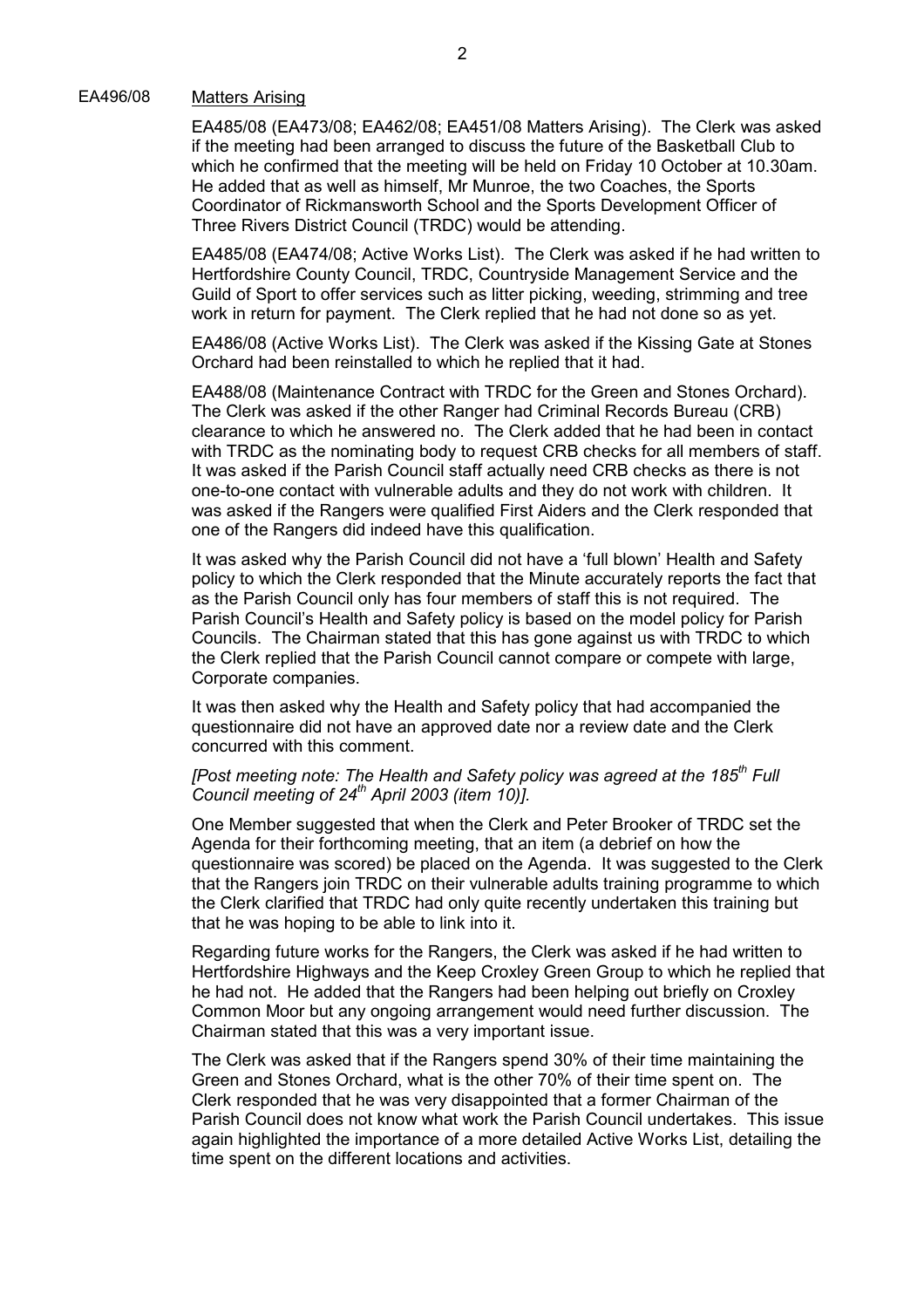EA496/08 Matters Arising

EA485/08 (EA473/08; EA462/08; EA451/08 Matters Arising). The Clerk was asked if the meeting had been arranged to discuss the future of the Basketball Club to which he confirmed that the meeting will be held on Friday 10 October at 10.30am. He added that as well as himself, Mr Munroe, the two Coaches, the Sports Coordinator of Rickmansworth School and the Sports Development Officer of Three Rivers District Council (TRDC) would be attending.

EA485/08 (EA474/08; Active Works List). The Clerk was asked if he had written to Hertfordshire County Council, TRDC, Countryside Management Service and the Guild of Sport to offer services such as litter picking, weeding, strimming and tree work in return for payment. The Clerk replied that he had not done so as yet.

EA486/08 (Active Works List). The Clerk was asked if the Kissing Gate at Stones Orchard had been reinstalled to which he replied that it had.

EA488/08 (Maintenance Contract with TRDC for the Green and Stones Orchard). The Clerk was asked if the other Ranger had Criminal Records Bureau (CRB) clearance to which he answered no. The Clerk added that he had been in contact with TRDC as the nominating body to request CRB checks for all members of staff. It was asked if the Parish Council staff actually need CRB checks as there is not one-to-one contact with vulnerable adults and they do not work with children. It was asked if the Rangers were qualified First Aiders and the Clerk responded that one of the Rangers did indeed have this qualification.

It was asked why the Parish Council did not have a 'full blown' Health and Safety policy to which the Clerk responded that the Minute accurately reports the fact that as the Parish Council only has four members of staff this is not required. The Parish Council's Health and Safety policy is based on the model policy for Parish Councils. The Chairman stated that this has gone against us with TRDC to which the Clerk replied that the Parish Council cannot compare or compete with large, Corporate companies.

It was then asked why the Health and Safety policy that had accompanied the questionnaire did not have an approved date nor a review date and the Clerk concurred with this comment.

*[Post meeting note: The Health and Safety policy was agreed at the 185th Full Council meeting of 24th April 2003 (item 10)].*

One Member suggested that when the Clerk and Peter Brooker of TRDC set the Agenda for their forthcoming meeting, that an item (a debrief on how the questionnaire was scored) be placed on the Agenda. It was suggested to the Clerk that the Rangers join TRDC on their vulnerable adults training programme to which the Clerk clarified that TRDC had only quite recently undertaken this training but that he was hoping to be able to link into it.

Regarding future works for the Rangers, the Clerk was asked if he had written to Hertfordshire Highways and the Keep Croxley Green Group to which he replied that he had not. He added that the Rangers had been helping out briefly on Croxley Common Moor but any ongoing arrangement would need further discussion. The Chairman stated that this was a very important issue.

The Clerk was asked that if the Rangers spend 30% of their time maintaining the Green and Stones Orchard, what is the other 70% of their time spent on. The Clerk responded that he was very disappointed that a former Chairman of the Parish Council does not know what work the Parish Council undertakes. This issue again highlighted the importance of a more detailed Active Works List, detailing the time spent on the different locations and activities.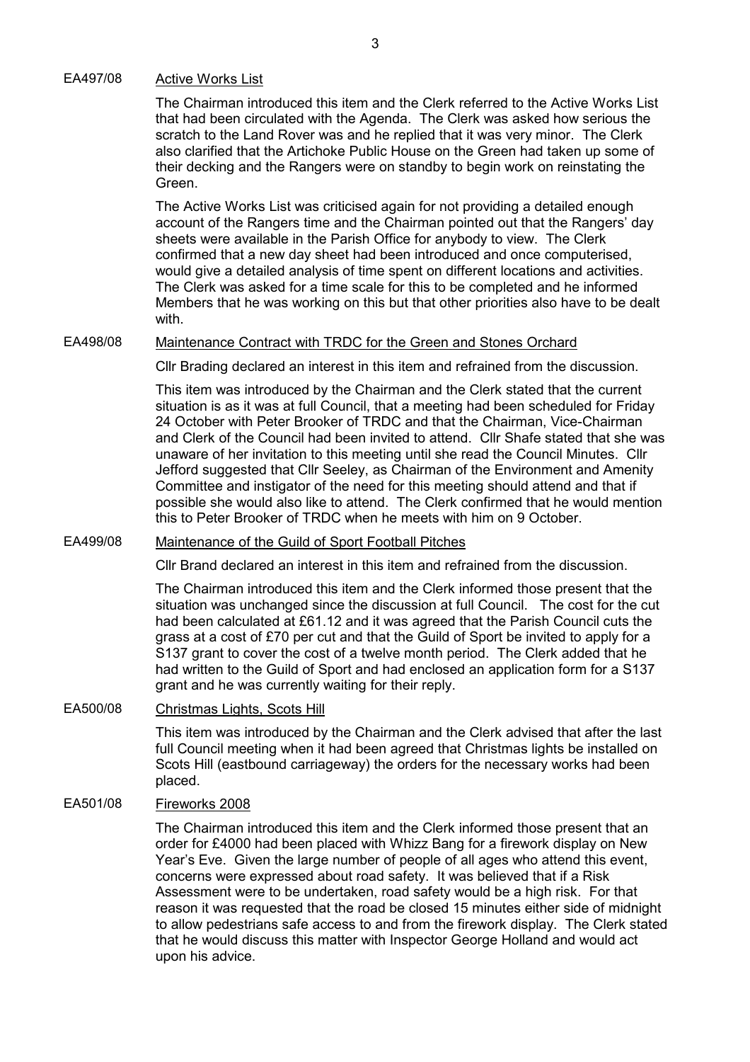EA497/08 Active Works List

The Chairman introduced this item and the Clerk referred to the Active Works List that had been circulated with the Agenda. The Clerk was asked how serious the scratch to the Land Rover was and he replied that it was very minor. The Clerk also clarified that the Artichoke Public House on the Green had taken up some of their decking and the Rangers were on standby to begin work on reinstating the Green.

The Active Works List was criticised again for not providing a detailed enough account of the Rangers time and the Chairman pointed out that the Rangers' day sheets were available in the Parish Office for anybody to view. The Clerk confirmed that a new day sheet had been introduced and once computerised, would give a detailed analysis of time spent on different locations and activities. The Clerk was asked for a time scale for this to be completed and he informed Members that he was working on this but that other priorities also have to be dealt with.

EA498/08 Maintenance Contract with TRDC for the Green and Stones Orchard

Cllr Brading declared an interest in this item and refrained from the discussion.

This item was introduced by the Chairman and the Clerk stated that the current situation is as it was at full Council, that a meeting had been scheduled for Friday 24 October with Peter Brooker of TRDC and that the Chairman, Vice-Chairman and Clerk of the Council had been invited to attend. Cllr Shafe stated that she was unaware of her invitation to this meeting until she read the Council Minutes. Cllr Jefford suggested that Cllr Seeley, as Chairman of the Environment and Amenity Committee and instigator of the need for this meeting should attend and that if possible she would also like to attend. The Clerk confirmed that he would mention this to Peter Brooker of TRDC when he meets with him on 9 October.

EA499/08 Maintenance of the Guild of Sport Football Pitches

Cllr Brand declared an interest in this item and refrained from the discussion.

The Chairman introduced this item and the Clerk informed those present that the situation was unchanged since the discussion at full Council. The cost for the cut had been calculated at £61.12 and it was agreed that the Parish Council cuts the grass at a cost of £70 per cut and that the Guild of Sport be invited to apply for a S137 grant to cover the cost of a twelve month period. The Clerk added that he had written to the Guild of Sport and had enclosed an application form for a S137 grant and he was currently waiting for their reply.

EA500/08 Christmas Lights, Scots Hill

This item was introduced by the Chairman and the Clerk advised that after the last full Council meeting when it had been agreed that Christmas lights be installed on Scots Hill (eastbound carriageway) the orders for the necessary works had been placed.

EA501/08 Fireworks 2008

The Chairman introduced this item and the Clerk informed those present that an order for £4000 had been placed with Whizz Bang for a firework display on New Year's Eve. Given the large number of people of all ages who attend this event, concerns were expressed about road safety. It was believed that if a Risk Assessment were to be undertaken, road safety would be a high risk. For that reason it was requested that the road be closed 15 minutes either side of midnight to allow pedestrians safe access to and from the firework display. The Clerk stated that he would discuss this matter with Inspector George Holland and would act upon his advice.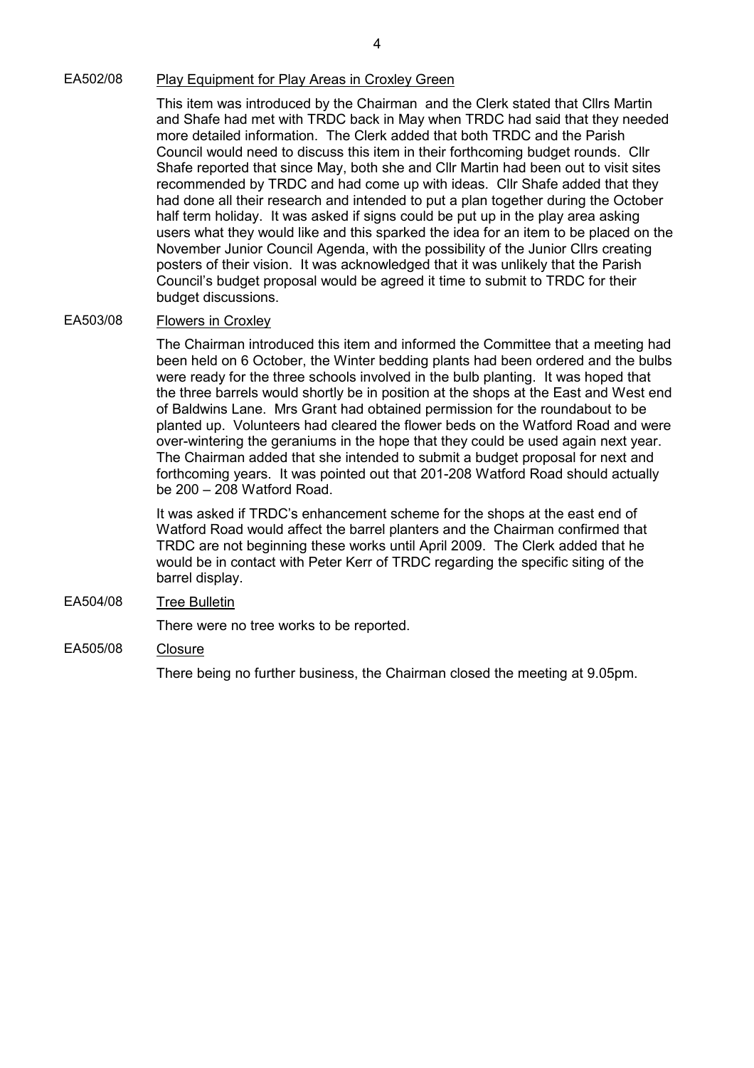**EA502/08 Play Equipment for Play Areas in Croxley Green**

This item was introduced by the Chairman and the Clerk stated that Cllrs Martin and Shafe had met with TRDC back in May when TRDC had said that they needed more detailed information. The Clerk added that both TRDC and the Parish Council would need to discuss this item in their forthcoming budget rounds. Cllr Shafe reported that since May, both she and Cllr Martin had been out to visit sites recommended by TRDC and had come up with ideas. Cllr Shafe added that they had done all their research and intended to put a plan together during the October half term holiday. It was asked if signs could be put up in the play area asking users what they would like and this sparked the idea for an item to be placed on the November Junior Council Agenda, with the possibility of the Junior Cllrs creating posters of their vision. It was acknowledged that it was unlikely that the Parish Council's budget proposal would be agreed it time to submit to TRDC for their budget discussions.

**EA503/08 Flowers in Croxley**

The Chairman introduced this item and informed the Committee that a meeting had been held on 6 October, the Winter bedding plants had been ordered and the bulbs were ready for the three schools involved in the bulb planting. It was hoped that the three barrels would shortly be in position at the shops at the East and West end of Baldwins Lane. Mrs Grant had obtained permission for the roundabout to be planted up. Volunteers had cleared the flower beds on the Watford Road and were over-wintering the geraniums in the hope that they could be used again next year. The Chairman added that she intended to submit a budget proposal for next and forthcoming years. It was pointed out that 201-208 Watford Road should actually be 200 – 208 Watford Road.

It was asked if TRDC's enhancement scheme for the shops at the east end of Watford Road would affect the barrel planters and the Chairman confirmed that TRDC are not beginning these works until April 2009. The Clerk added that he would be in contact with Peter Kerr of TRDC regarding the specific siting of the barrel display.

**EA504/08 Tree Bulletin**

There were no tree works to be reported.

**EA505/08 Closure**

There being no further business, the Chairman closed the meeting at 9.05pm.